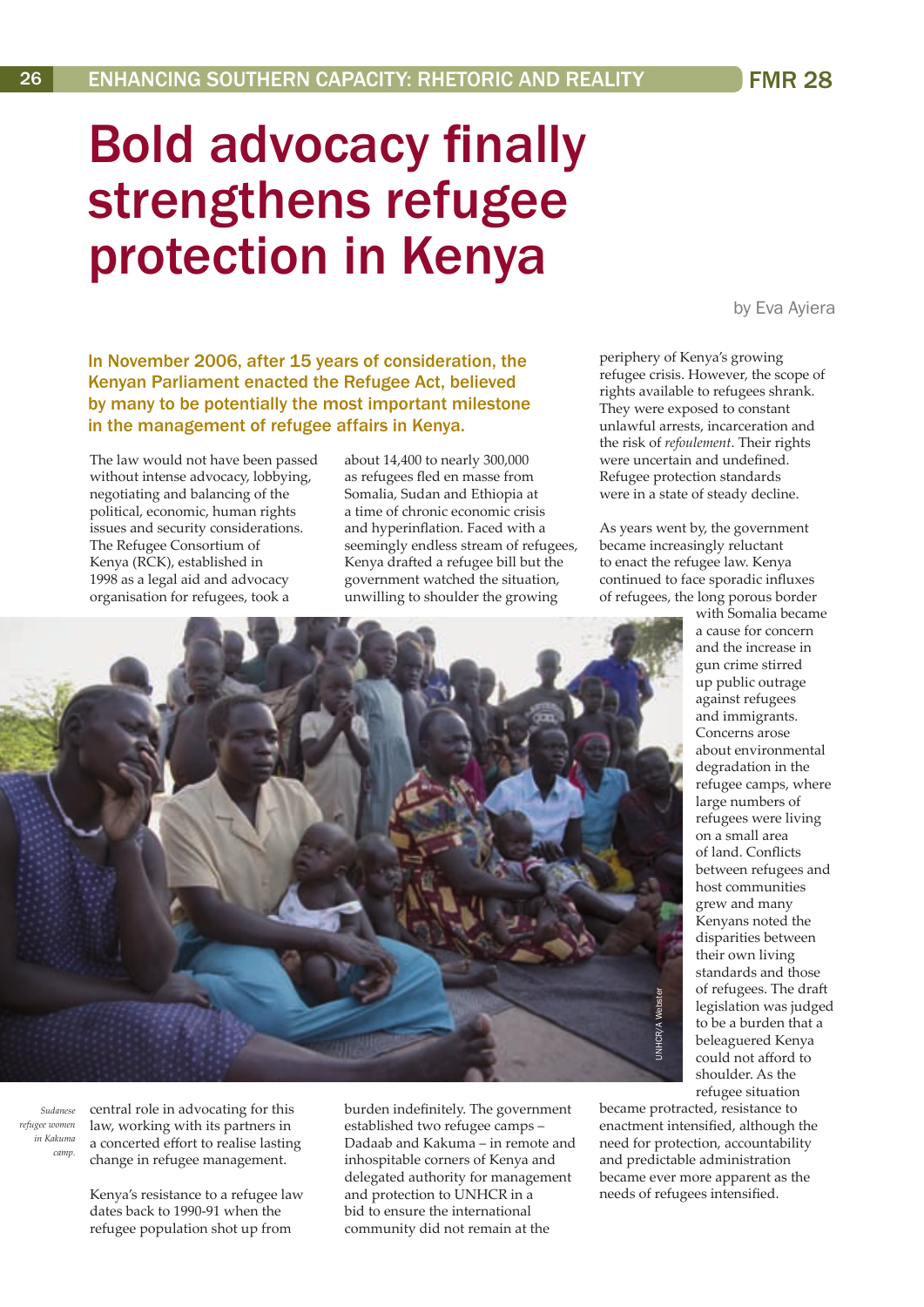# Bold advocacy finally strengthens refugee protection in Kenya

by Eva Ayiera

**In November 2006, after 15 years of consideration, the Kenyan Parliament enacted the Refugee Act, believed by many to be potentially the most important milestone in the management of refugee affairs in Kenya.**

The law would not have been passed without intense advocacy, lobbying, negotiating and balancing of the political, economic, human rights issues and security considerations. The Refugee Consortium of Kenya (RCK), established in 1998 as a legal aid and advocacy organisation for refugees, took a central role in advocating for this law, working with its partners in a concerted effort to realise lasting change in refugee management.

Kenya's resistance to a refugee law dates back to 1990-91 when the refugee population shot up from about 14,400 to nearly 300,000 as refugees fled en masse from Somalia, Sudan and Ethiopia at a time of chronic economic crisis and hyperinflation. Faced with a seemingly endless stream of refugees, Kenya drafted a refugee bill but the government watched the situation, unwilling to shoulder the growing burden indefinitely. The government established two refugee camps – Dadaab and Kakuma – in remote and inhospitable corners of Kenya and delegated authority for management and protection to UNHCR in a bid to ensure the international community did not remain at the periphery of Kenya's growing refugee crisis. However, the scope of rights available to refugees shrank. They were exposed to constant unlawful arrests, incarceration and the risk of *refoulement*. Their rights were uncertain and undefined. Refugee protection standards were in a state of steady decline.

As years went by, the government became increasingly reluctant to enact the refugee law. Kenya continued to face sporadic influxes of refugees, the long porous border with Somalia became a cause for concern and the increase in gun crime stirred up public outrage against refugees and immigrants. Concerns arose about environmental degradation in the refugee camps, where large numbers of refugees were living on a small area of land. Conflicts between refugees and host communities grew and many Kenyans noted the disparities between their own living standards and those of refugees. The draft legislation was judged to be a burden that a beleaguered Kenya could not afford to shoulder. As the refugee situation became protracted, resistance to enactment intensified, although the need for protection, accountability and predictable administration became ever more apparent as the needs of refugees intensified.

*Sudanese refugee women in Kakuma camp.*

UNHCR/A Webster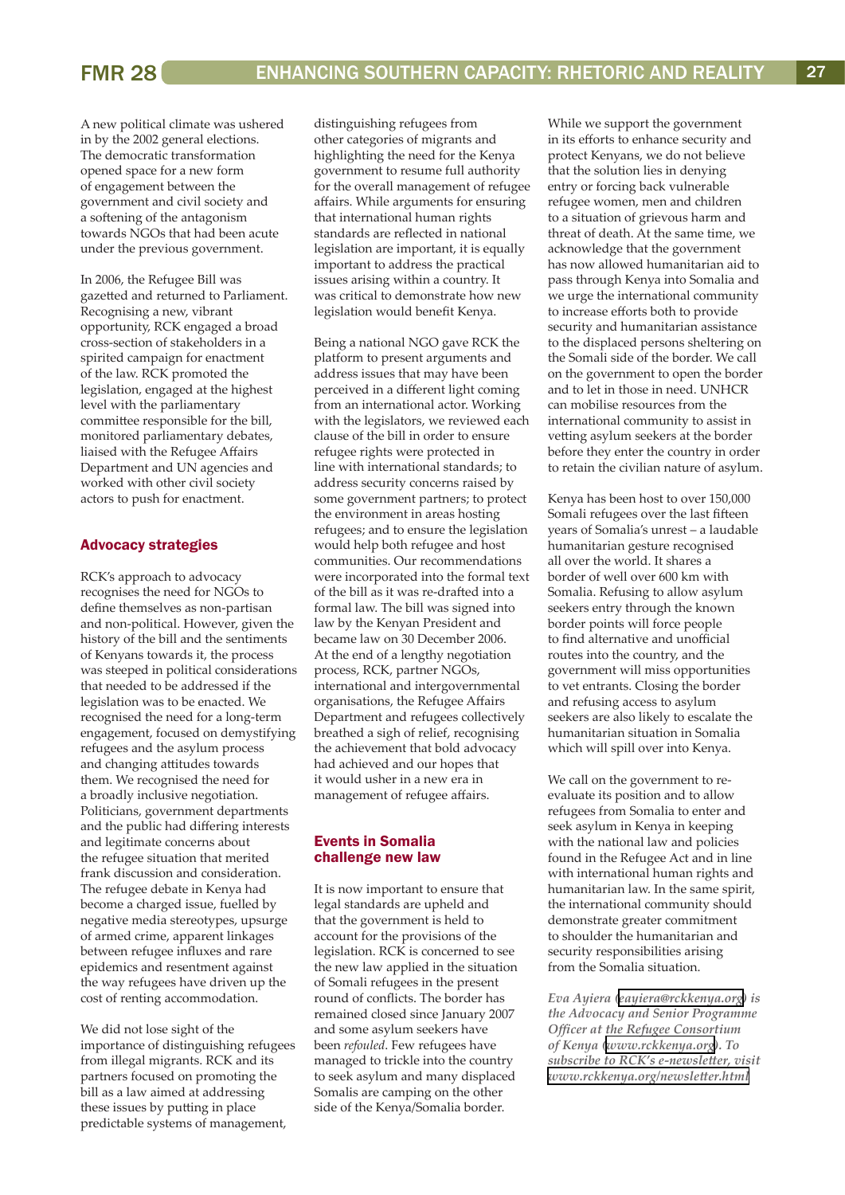A new political climate was ushered in by the 2002 general elections. The democratic transformation opened space for a new form of engagement between the government and civil society and a softening of the antagonism towards NGOs that had been acute under the previous government.

In 2006, the Refugee Bill was gazetted and returned to Parliament. Recognising a new, vibrant opportunity, RCK engaged a broad cross-section of stakeholders in a spirited campaign for enactment of the law. RCK promoted the legislation, engaged at the highest level with the parliamentary committee responsible for the bill, monitored parliamentary debates, liaised with the Refugee Affairs Department and UN agencies and worked with other civil society actors to push for enactment.

## Advocacy strategies

RCK's approach to advocacy recognises the need for NGOs to define themselves as non-partisan and non-political. However, given the history of the bill and the sentiments of Kenyans towards it, the process was steeped in political considerations that needed to be addressed if the legislation was to be enacted. We recognised the need for a long-term engagement, focused on demystifying refugees and the asylum process and changing attitudes towards them. We recognised the need for a broadly inclusive negotiation. Politicians, government departments and the public had differing interests and legitimate concerns about the refugee situation that merited frank discussion and consideration. The refugee debate in Kenya had become a charged issue, fuelled by negative media stereotypes, upsurge of armed crime, apparent linkages between refugee influxes and rare epidemics and resentment against the way refugees have driven up the cost of renting accommodation.

We did not lose sight of the importance of distinguishing refugees from illegal migrants. RCK and its partners focused on promoting the bill as a law aimed at addressing these issues by putting in place predictable systems of management, distinguishing refugees from other categories of migrants and highlighting the need for the Kenya government to resume full authority for the overall management of refugee affairs. While arguments for ensuring that international human rights standards are reflected in national legislation are important, it is equally important to address the practical issues arising within a country. It was critical to demonstrate how new legislation would benefit Kenya.

Being a national NGO gave RCK the platform to present arguments and address issues that may have been perceived in a different light coming from an international actor. Working with the legislators, we reviewed each clause of the bill in order to ensure refugee rights were protected in line with international standards; to address security concerns raised by some government partners; to protect the environment in areas hosting refugees; and to ensure the legislation would help both refugee and host communities. Our recommendations were incorporated into the formal text of the bill as it was re-drafted into a formal law. The bill was signed into law by the Kenyan President and became law on 30 December 2006. At the end of a lengthy negotiation process, RCK, partner NGOs, international and intergovernmental organisations, the Refugee Affairs Department and refugees collectively breathed a sigh of relief, recognising the achievement that bold advocacy had achieved and our hopes that it would usher in a new era in management of refugee affairs.

## Events in Somalia challenge new law

It is now important to ensure that legal standards are upheld and that the government is held to account for the provisions of the legislation. RCK is concerned to see the new law applied in the situation of Somali refugees in the present round of conflicts. The border has remained closed since January 2007 and some asylum seekers have been *refouled*. Few refugees have managed to trickle into the country to seek asylum and many displaced Somalis are camping on the other side of the Kenya/Somalia border.

While we support the government in its efforts to enhance security and protect Kenyans, we do not believe that the solution lies in denying entry or forcing back vulnerable refugee women, men and children to a situation of grievous harm and threat of death. At the same time, we acknowledge that the government has now allowed humanitarian aid to pass through Kenya into Somalia and we urge the international community to increase efforts both to provide security and humanitarian assistance to the displaced persons sheltering on the Somali side of the border. We call on the government to open the border and to let in those in need. UNHCR can mobilise resources from the international community to assist in vetting asylum seekers at the border before they enter the country in order to retain the civilian nature of asylum.

Kenya has been host to over 150,000 Somali refugees over the last fifteen years of Somalia's unrest – a laudable humanitarian gesture recognised all over the world. It shares a border of well over 600 km with Somalia. Refusing to allow asylum seekers entry through the known border points will force people to find alternative and unofficial routes into the country, and the government will miss opportunities to vet entrants. Closing the border and refusing access to asylum seekers are also likely to escalate the humanitarian situation in Somalia which will spill over into Kenya.

We call on the government to re-evaluate its position and to allow refugees from Somalia to enter and seek asylum in Kenya in keeping with the national law and policies found in the Refugee Act and in line with international human rights and humanitarian law. In the same spirit, the international community should demonstrate greater commitment to shoulder the humanitarian and security responsibilities arising from the Somalia situation.

*Eva Ayiera (eayiera@rckkenya.org) is the Advocacy and Senior Programme Officer at the Refugee Consortium of Kenya (www.rckkenya.org). To subscribe to RCK's e-newsletter, visit www.rckkenya.org/newsletter.html*